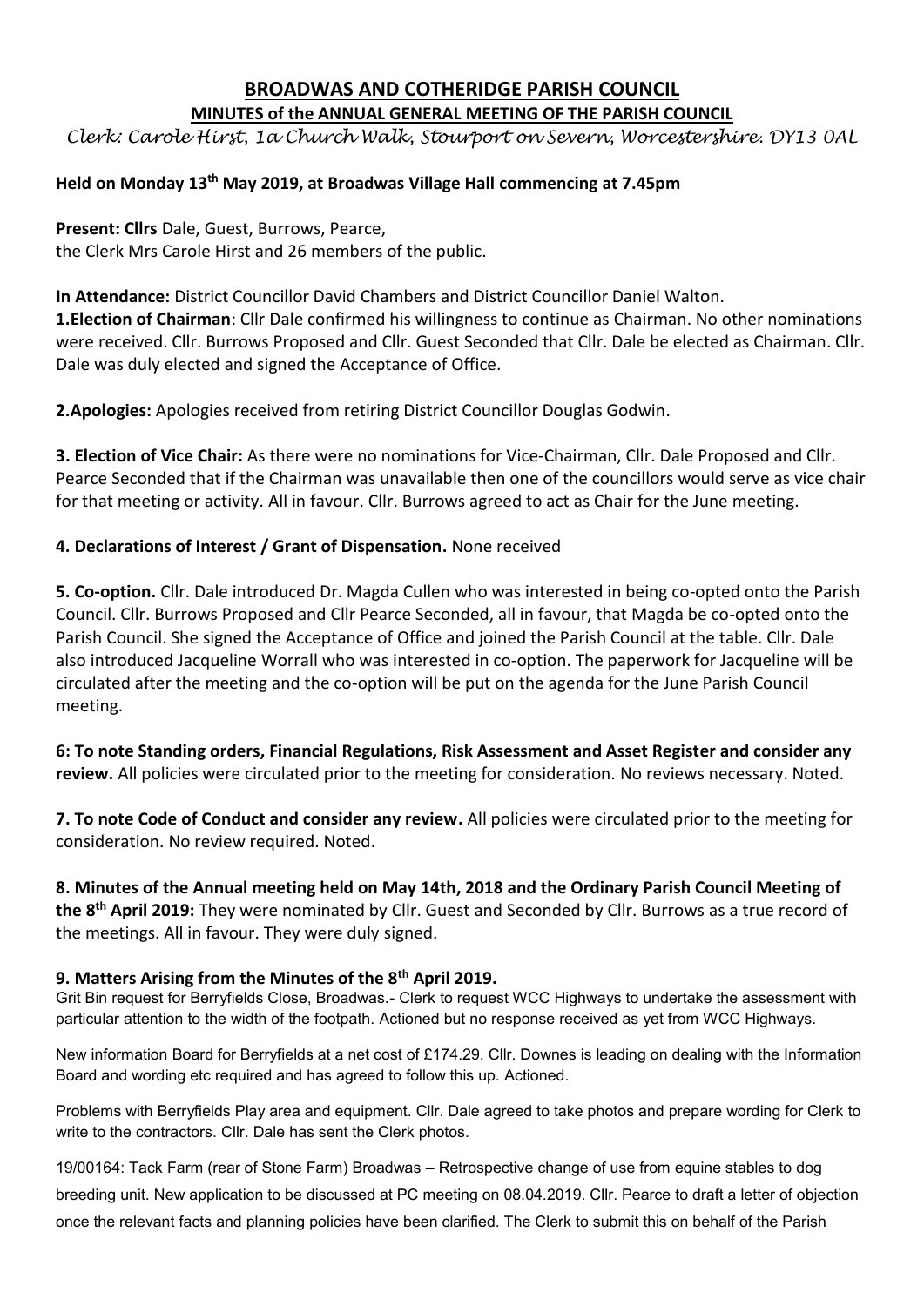# BROADWAS AND COTHERIDGE PARISH COUNCIL

## MINUTES of the ANNUAL GENERAL MEETING OF THE PARISH COUNCIL

*Clerk: Carole Hirst, 1a Church Walk, Stourport on Severn, Worcestershire. DY13 0AL*

**Held on Monday 13th May 2019, at Broadwas Village Hall commencing at 7.45pm**

**Present: Cllrs** Dale, Guest, Burrows, Pearce,
the Clerk Mrs Carole Hirst and 26 members of the public.

**In Attendance:** District Councillor David Chambers and District Councillor Daniel Walton.

**1.Election of Chairman**: Cllr Dale confirmed his willingness to continue as Chairman. No other nominations were received. Cllr. Burrows Proposed and Cllr. Guest Seconded that Cllr. Dale be elected as Chairman. Cllr. Dale was duly elected and signed the Acceptance of Office.

**2.Apologies:** Apologies received from retiring District Councillor Douglas Godwin.

**3. Election of Vice Chair:** As there were no nominations for Vice-Chairman, Cllr. Dale Proposed and Cllr. Pearce Seconded that if the Chairman was unavailable then one of the councillors would serve as vice chair for that meeting or activity. All in favour. Cllr. Burrows agreed to act as Chair for the June meeting.

**4. Declarations of Interest / Grant of Dispensation.** None received

**5. Co-option.** Cllr. Dale introduced Dr. Magda Cullen who was interested in being co-opted onto the Parish Council. Cllr. Burrows Proposed and Cllr Pearce Seconded, all in favour, that Magda be co-opted onto the Parish Council. She signed the Acceptance of Office and joined the Parish Council at the table. Cllr. Dale also introduced Jacqueline Worrall who was interested in co-option. The paperwork for Jacqueline will be circulated after the meeting and the co-option will be put on the agenda for the June Parish Council meeting.

**6: To note Standing orders, Financial Regulations, Risk Assessment and Asset Register and consider any review.** All policies were circulated prior to the meeting for consideration. No reviews necessary. Noted.

**7. To note Code of Conduct and consider any review.** All policies were circulated prior to the meeting for consideration. No review required. Noted.

**8. Minutes of the Annual meeting held on May 14th, 2018 and the Ordinary Parish Council Meeting of the 8th April 2019:** They were nominated by Cllr. Guest and Seconded by Cllr. Burrows as a true record of the meetings. All in favour. They were duly signed.

**9. Matters Arising from the Minutes of the 8th April 2019.**

Grit Bin request for Berryfields Close, Broadwas.- Clerk to request WCC Highways to undertake the assessment with particular attention to the width of the footpath. Actioned but no response received as yet from WCC Highways.

New information Board for Berryfields at a net cost of £174.29. Cllr. Downes is leading on dealing with the Information Board and wording etc required and has agreed to follow this up. Actioned.

Problems with Berryfields Play area and equipment. Cllr. Dale agreed to take photos and prepare wording for Clerk to write to the contractors. Cllr. Dale has sent the Clerk photos.

19/00164: Tack Farm (rear of Stone Farm) Broadwas – Retrospective change of use from equine stables to dog breeding unit. New application to be discussed at PC meeting on 08.04.2019. Cllr. Pearce to draft a letter of objection once the relevant facts and planning policies have been clarified. The Clerk to submit this on behalf of the Parish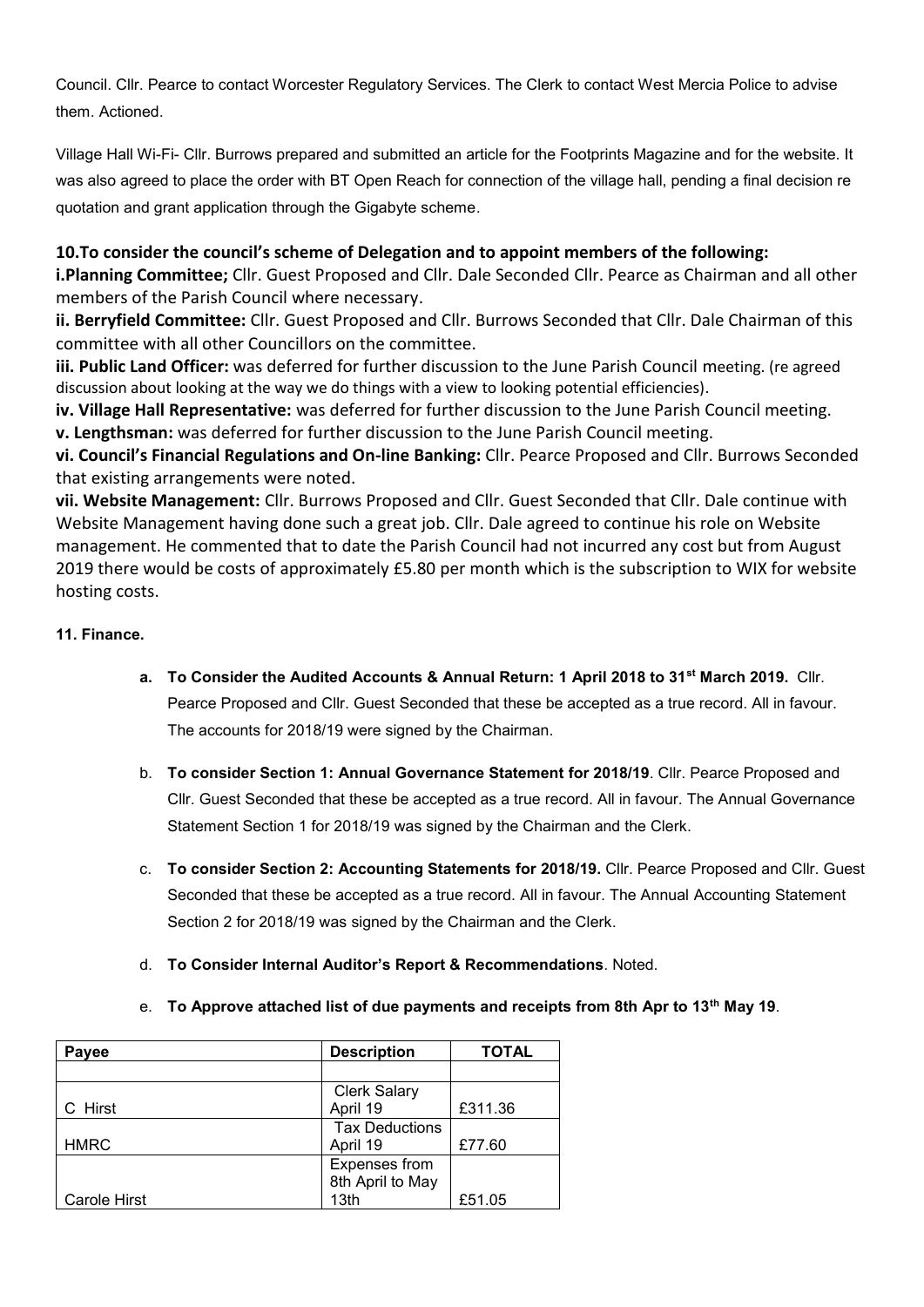Council. Cllr. Pearce to contact Worcester Regulatory Services. The Clerk to contact West Mercia Police to advise them. Actioned.

Village Hall Wi-Fi- Cllr. Burrows prepared and submitted an article for the Footprints Magazine and for the website. It was also agreed to place the order with BT Open Reach for connection of the village hall, pending a final decision re quotation and grant application through the Gigabyte scheme.

**10.To consider the council's scheme of Delegation and to appoint members of the following:**

**i.Planning Committee;** Cllr. Guest Proposed and Cllr. Dale Seconded Cllr. Pearce as Chairman and all other members of the Parish Council where necessary.

**ii. Berryfield Committee:** Cllr. Guest Proposed and Cllr. Burrows Seconded that Cllr. Dale Chairman of this committee with all other Councillors on the committee.

**iii. Public Land Officer:** was deferred for further discussion to the June Parish Council meeting. (re agreed discussion about looking at the way we do things with a view to looking potential efficiencies).

**iv. Village Hall Representative:** was deferred for further discussion to the June Parish Council meeting.

**v. Lengthsman:** was deferred for further discussion to the June Parish Council meeting.

**vi. Council's Financial Regulations and On-line Banking:** Cllr. Pearce Proposed and Cllr. Burrows Seconded that existing arrangements were noted.

**vii. Website Management:** Cllr. Burrows Proposed and Cllr. Guest Seconded that Cllr. Dale continue with Website Management having done such a great job. Cllr. Dale agreed to continue his role on Website management. He commented that to date the Parish Council had not incurred any cost but from August 2019 there would be costs of approximately £5.80 per month which is the subscription to WIX for website hosting costs.

**11. Finance.**

a. **To Consider the Audited Accounts & Annual Return: 1 April 2018 to 31st March 2019.** Cllr. Pearce Proposed and Cllr. Guest Seconded that these be accepted as a true record. All in favour. The accounts for 2018/19 were signed by the Chairman.

b. **To consider Section 1: Annual Governance Statement for 2018/19**. Cllr. Pearce Proposed and Cllr. Guest Seconded that these be accepted as a true record. All in favour. The Annual Governance Statement Section 1 for 2018/19 was signed by the Chairman and the Clerk.

c. **To consider Section 2: Accounting Statements for 2018/19.** Cllr. Pearce Proposed and Cllr. Guest Seconded that these be accepted as a true record. All in favour. The Annual Accounting Statement Section 2 for 2018/19 was signed by the Chairman and the Clerk.

d. **To Consider Internal Auditor's Report & Recommendations**. Noted.

e. **To Approve attached list of due payments and receipts from 8th Apr to 13th May 19**.

| Payee | Description | TOTAL |
|---|---|---|
| | | |
| C Hirst | Clerk Salary April 19 | £311.36 |
| HMRC | Tax Deductions April 19 | £77.60 |
| Carole Hirst | Expenses from 8th April to May 13th | £51.05 |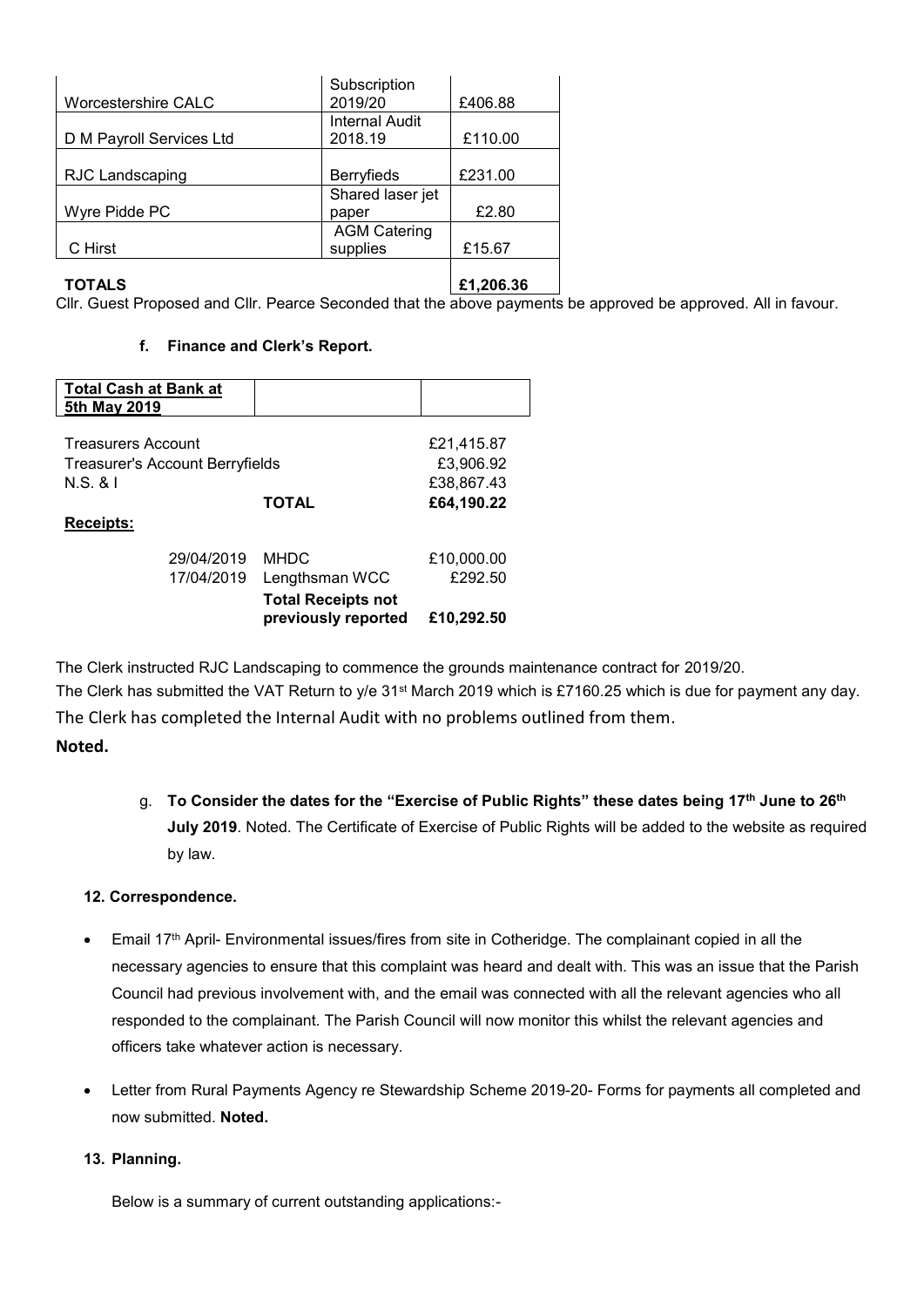| Worcestershire CALC | Subscription 2019/20 | £406.88 |
|---|---|---|
| D M Payroll Services Ltd | Internal Audit 2018.19 | £110.00 |
| RJC Landscaping | Berryfieds | £231.00 |
| Wyre Pidde PC | Shared laser jet paper | £2.80 |
| C Hirst | AGM Catering supplies | £15.67 |
| **TOTALS** | | **£1,206.36** |

Cllr. Guest Proposed and Cllr. Pearce Seconded that the above payments be approved be approved. All in favour.

**f. Finance and Clerk's Report.**

| **Total Cash at Bank at 5th May 2019** | | | |
|---|---|---|---|
| Treasurers Account | | | £21,415.87 |
| Treasurer's Account Berryfields | | | £3,906.92 |
| N.S. & I | | | £38,867.43 |
| | | **TOTAL** | **£64,190.22** |
| **Receipts:** | | | |
| | 29/04/2019 | MHDC | £10,000.00 |
| | 17/04/2019 | Lengthsman WCC | £292.50 |
| | | **Total Receipts not previously reported** | **£10,292.50** |

The Clerk instructed RJC Landscaping to commence the grounds maintenance contract for 2019/20.
The Clerk has submitted the VAT Return to y/e 31st March 2019 which is £7160.25 which is due for payment any day.
The Clerk has completed the Internal Audit with no problems outlined from them.
**Noted.**

g. **To Consider the dates for the "Exercise of Public Rights" these dates being 17th June to 26th July 2019**. Noted. The Certificate of Exercise of Public Rights will be added to the website as required by law.

**12. Correspondence.**

- Email 17th April- Environmental issues/fires from site in Cotheridge. The complainant copied in all the necessary agencies to ensure that this complaint was heard and dealt with. This was an issue that the Parish Council had previous involvement with, and the email was connected with all the relevant agencies who all responded to the complainant. The Parish Council will now monitor this whilst the relevant agencies and officers take whatever action is necessary.
- Letter from Rural Payments Agency re Stewardship Scheme 2019-20- Forms for payments all completed and now submitted. **Noted.**

**13. Planning.**

Below is a summary of current outstanding applications:-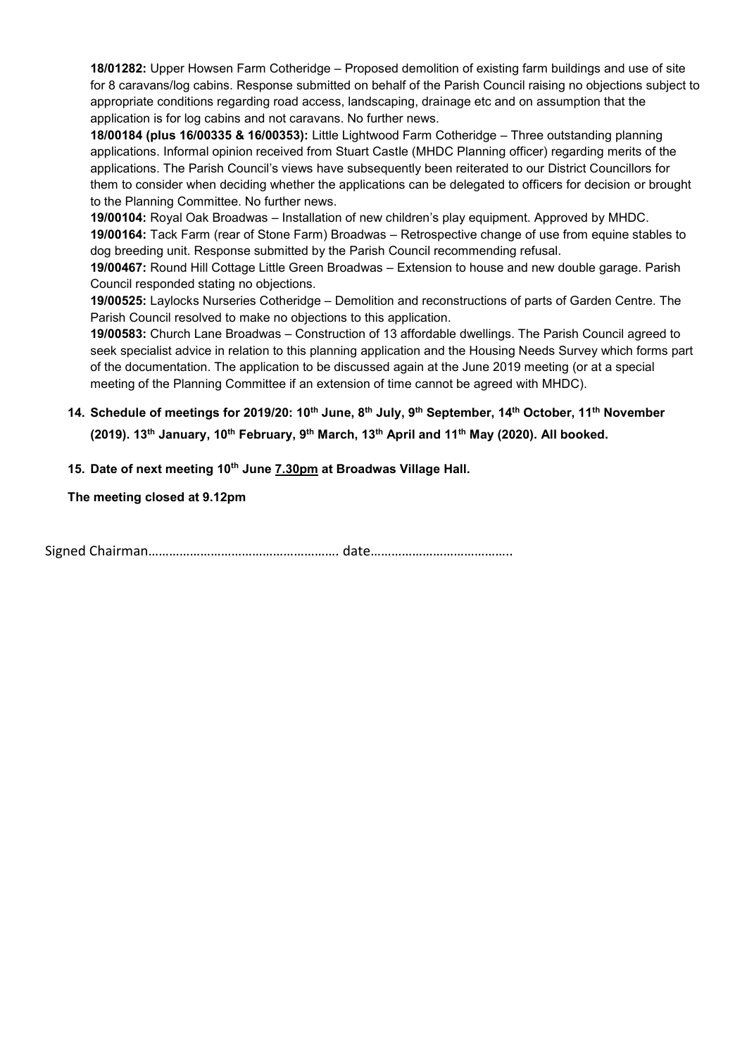**18/01282:** Upper Howsen Farm Cotheridge – Proposed demolition of existing farm buildings and use of site for 8 caravans/log cabins. Response submitted on behalf of the Parish Council raising no objections subject to appropriate conditions regarding road access, landscaping, drainage etc and on assumption that the application is for log cabins and not caravans. No further news.

**18/00184 (plus 16/00335 & 16/00353):** Little Lightwood Farm Cotheridge – Three outstanding planning applications. Informal opinion received from Stuart Castle (MHDC Planning officer) regarding merits of the applications. The Parish Council's views have subsequently been reiterated to our District Councillors for them to consider when deciding whether the applications can be delegated to officers for decision or brought to the Planning Committee. No further news.

**19/00104:** Royal Oak Broadwas – Installation of new children's play equipment. Approved by MHDC.

**19/00164:** Tack Farm (rear of Stone Farm) Broadwas – Retrospective change of use from equine stables to dog breeding unit. Response submitted by the Parish Council recommending refusal.

**19/00467:** Round Hill Cottage Little Green Broadwas – Extension to house and new double garage. Parish Council responded stating no objections.

**19/00525:** Laylocks Nurseries Cotheridge – Demolition and reconstructions of parts of Garden Centre. The Parish Council resolved to make no objections to this application.

**19/00583:** Church Lane Broadwas – Construction of 13 affordable dwellings. The Parish Council agreed to seek specialist advice in relation to this planning application and the Housing Needs Survey which forms part of the documentation. The application to be discussed again at the June 2019 meeting (or at a special meeting of the Planning Committee if an extension of time cannot be agreed with MHDC).

14. **Schedule of meetings for 2019/20: 10th June, 8th July, 9th September, 14th October, 11th November (2019). 13th January, 10th February, 9th March, 13th April and 11th May (2020). All booked.**

15. **Date of next meeting 10th June 7.30pm at Broadwas Village Hall.**

**The meeting closed at 9.12pm**

Signed Chairman………………………………………………. date…………………………………..